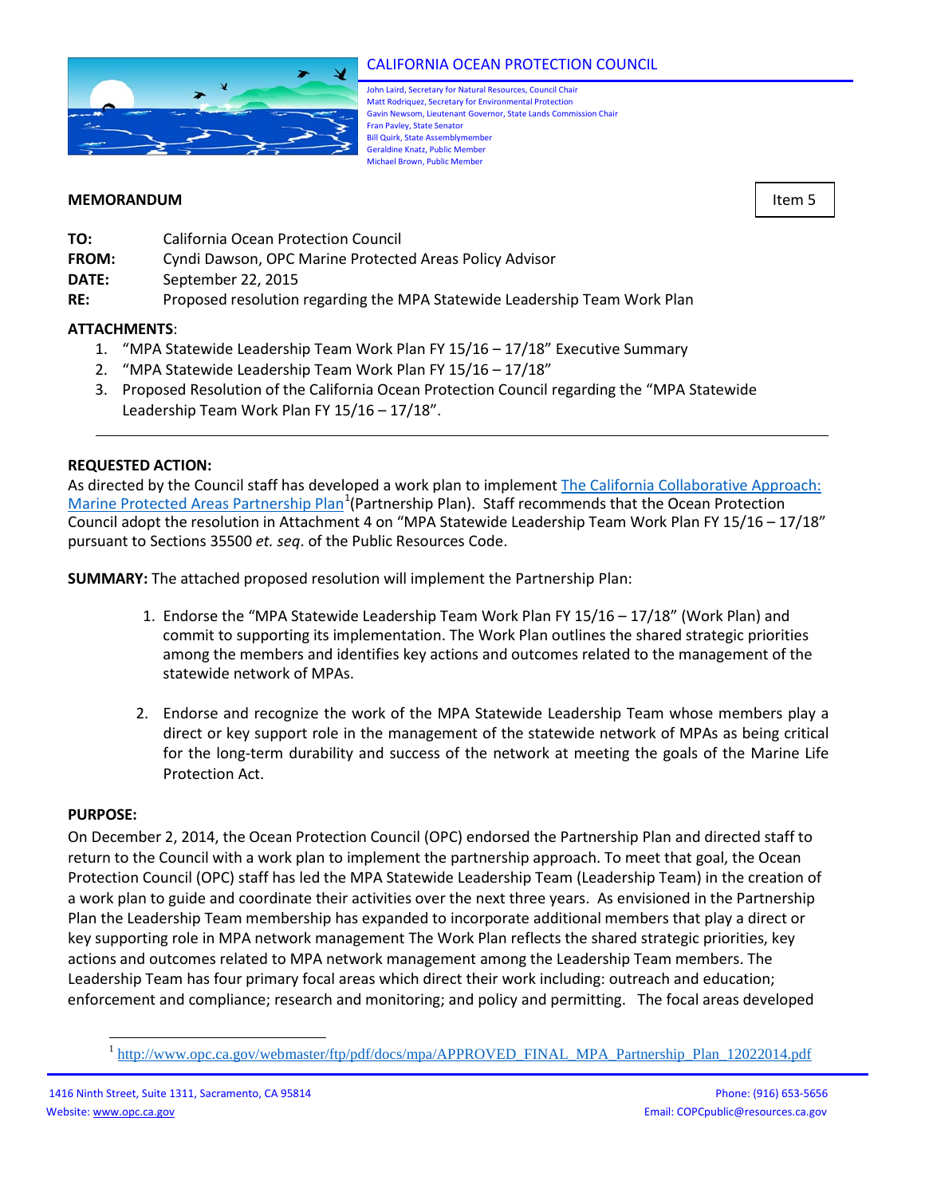CALIFORNIA OCEAN PROTECTION COUNCIL

John Laird, Secretary for Natural Resources, Council Chair
Matt Rodriquez, Secretary for Environmental Protection
Gavin Newsom, Lieutenant Governor, State Lands Commission Chair
Fran Pavley, State Senator
Bill Quirk, State Assemblymember
Geraldine Knatz, Public Member
Michael Brown, Public Member

**MEMORANDUM**

Item 5

**TO:** California Ocean Protection Council
**FROM:** Cyndi Dawson, OPC Marine Protected Areas Policy Advisor
**DATE:** September 22, 2015
**RE:** Proposed resolution regarding the MPA Statewide Leadership Team Work Plan

**ATTACHMENTS**:

1. "MPA Statewide Leadership Team Work Plan FY 15/16 – 17/18" Executive Summary
2. "MPA Statewide Leadership Team Work Plan FY 15/16 – 17/18"
3. Proposed Resolution of the California Ocean Protection Council regarding the "MPA Statewide Leadership Team Work Plan FY 15/16 – 17/18".

---

**REQUESTED ACTION:**
As directed by the Council staff has developed a work plan to implement The California Collaborative Approach: Marine Protected Areas Partnership Plan[1](Partnership Plan). Staff recommends that the Ocean Protection Council adopt the resolution in Attachment 4 on "MPA Statewide Leadership Team Work Plan FY 15/16 – 17/18" pursuant to Sections 35500 *et. seq*. of the Public Resources Code.

**SUMMARY:** The attached proposed resolution will implement the Partnership Plan:

1. Endorse the "MPA Statewide Leadership Team Work Plan FY 15/16 – 17/18" (Work Plan) and commit to supporting its implementation. The Work Plan outlines the shared strategic priorities among the members and identifies key actions and outcomes related to the management of the statewide network of MPAs.
2. Endorse and recognize the work of the MPA Statewide Leadership Team whose members play a direct or key support role in the management of the statewide network of MPAs as being critical for the long-term durability and success of the network at meeting the goals of the Marine Life Protection Act.

**PURPOSE:**
On December 2, 2014, the Ocean Protection Council (OPC) endorsed the Partnership Plan and directed staff to return to the Council with a work plan to implement the partnership approach. To meet that goal, the Ocean Protection Council (OPC) staff has led the MPA Statewide Leadership Team (Leadership Team) in the creation of a work plan to guide and coordinate their activities over the next three years. As envisioned in the Partnership Plan the Leadership Team membership has expanded to incorporate additional members that play a direct or key supporting role in MPA network management The Work Plan reflects the shared strategic priorities, key actions and outcomes related to MPA network management among the Leadership Team members. The Leadership Team has four primary focal areas which direct their work including: outreach and education; enforcement and compliance; research and monitoring; and policy and permitting. The focal areas developed

[1] http://www.opc.ca.gov/webmaster/ftp/pdf/docs/mpa/APPROVED_FINAL_MPA_Partnership_Plan_12022014.pdf

1416 Ninth Street, Suite 1311, Sacramento, CA 95814 Phone: (916) 653-5656
Website: www.opc.ca.gov Email: COPCpublic@resources.ca.gov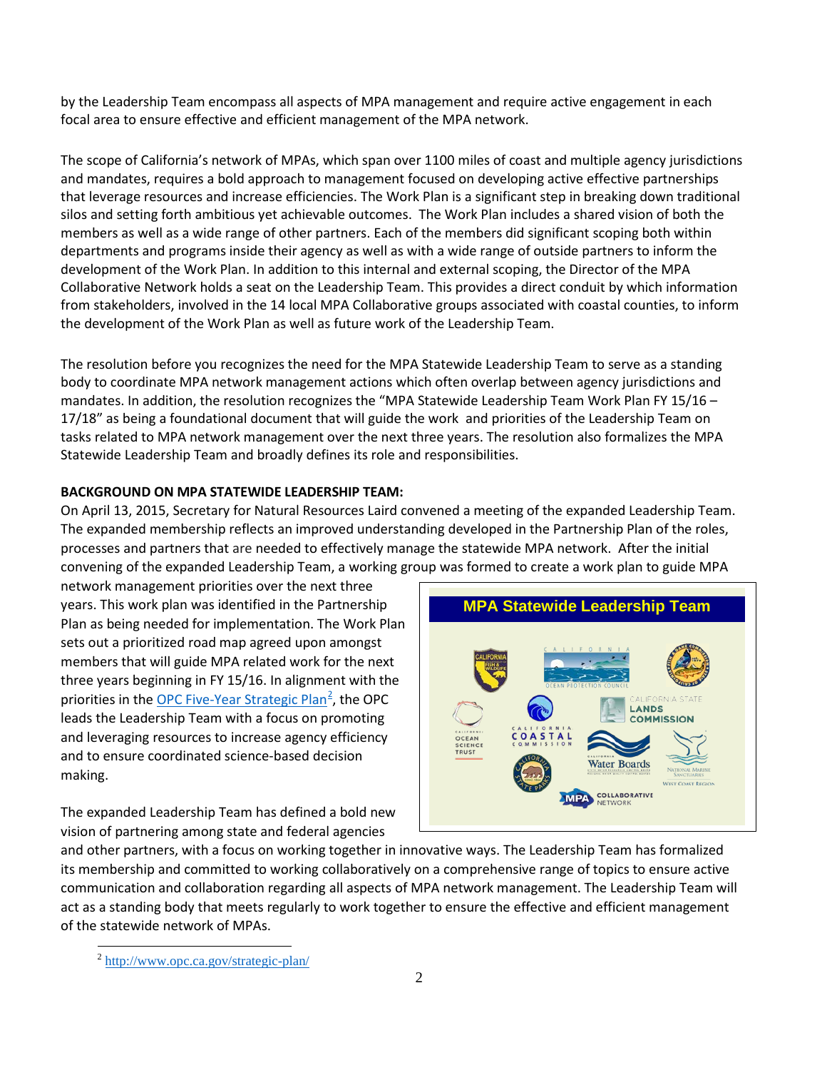by the Leadership Team encompass all aspects of MPA management and require active engagement in each focal area to ensure effective and efficient management of the MPA network.

The scope of California's network of MPAs, which span over 1100 miles of coast and multiple agency jurisdictions and mandates, requires a bold approach to management focused on developing active effective partnerships that leverage resources and increase efficiencies. The Work Plan is a significant step in breaking down traditional silos and setting forth ambitious yet achievable outcomes. The Work Plan includes a shared vision of both the members as well as a wide range of other partners. Each of the members did significant scoping both within departments and programs inside their agency as well as with a wide range of outside partners to inform the development of the Work Plan. In addition to this internal and external scoping, the Director of the MPA Collaborative Network holds a seat on the Leadership Team. This provides a direct conduit by which information from stakeholders, involved in the 14 local MPA Collaborative groups associated with coastal counties, to inform the development of the Work Plan as well as future work of the Leadership Team.

The resolution before you recognizes the need for the MPA Statewide Leadership Team to serve as a standing body to coordinate MPA network management actions which often overlap between agency jurisdictions and mandates. In addition, the resolution recognizes the "MPA Statewide Leadership Team Work Plan FY 15/16 – 17/18" as being a foundational document that will guide the work and priorities of the Leadership Team on tasks related to MPA network management over the next three years. The resolution also formalizes the MPA Statewide Leadership Team and broadly defines its role and responsibilities.

**BACKGROUND ON MPA STATEWIDE LEADERSHIP TEAM:**

On April 13, 2015, Secretary for Natural Resources Laird convened a meeting of the expanded Leadership Team. The expanded membership reflects an improved understanding developed in the Partnership Plan of the roles, processes and partners that are needed to effectively manage the statewide MPA network. After the initial convening of the expanded Leadership Team, a working group was formed to create a work plan to guide MPA network management priorities over the next three years. This work plan was identified in the Partnership Plan as being needed for implementation. The Work Plan sets out a prioritized road map agreed upon amongst members that will guide MPA related work for the next three years beginning in FY 15/16. In alignment with the priorities in the OPC Five-Year Strategic Plan[2], the OPC leads the Leadership Team with a focus on promoting and leveraging resources to increase agency efficiency and to ensure coordinated science-based decision making.

MPA Statewide Leadership Team

The expanded Leadership Team has defined a bold new vision of partnering among state and federal agencies and other partners, with a focus on working together in innovative ways. The Leadership Team has formalized its membership and committed to working collaboratively on a comprehensive range of topics to ensure active communication and collaboration regarding all aspects of MPA network management. The Leadership Team will act as a standing body that meets regularly to work together to ensure the effective and efficient management of the statewide network of MPAs.

[2] http://www.opc.ca.gov/strategic-plan/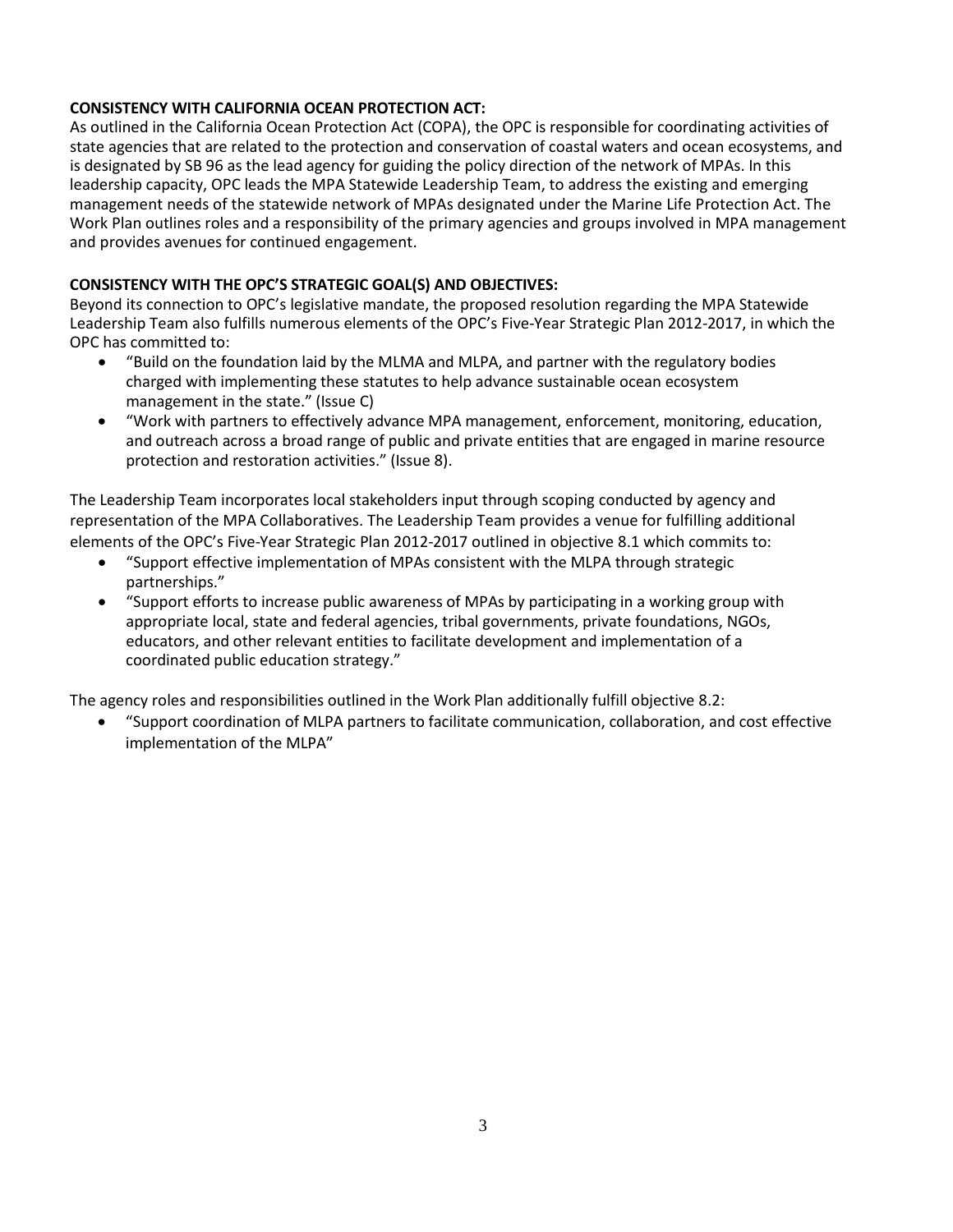**CONSISTENCY WITH CALIFORNIA OCEAN PROTECTION ACT:**
As outlined in the California Ocean Protection Act (COPA), the OPC is responsible for coordinating activities of state agencies that are related to the protection and conservation of coastal waters and ocean ecosystems, and is designated by SB 96 as the lead agency for guiding the policy direction of the network of MPAs. In this leadership capacity, OPC leads the MPA Statewide Leadership Team, to address the existing and emerging management needs of the statewide network of MPAs designated under the Marine Life Protection Act. The Work Plan outlines roles and a responsibility of the primary agencies and groups involved in MPA management and provides avenues for continued engagement.

**CONSISTENCY WITH THE OPC'S STRATEGIC GOAL(S) AND OBJECTIVES:**
Beyond its connection to OPC's legislative mandate, the proposed resolution regarding the MPA Statewide Leadership Team also fulfills numerous elements of the OPC's Five-Year Strategic Plan 2012-2017, in which the OPC has committed to:

- "Build on the foundation laid by the MLMA and MLPA, and partner with the regulatory bodies charged with implementing these statutes to help advance sustainable ocean ecosystem management in the state." (Issue C)
- "Work with partners to effectively advance MPA management, enforcement, monitoring, education, and outreach across a broad range of public and private entities that are engaged in marine resource protection and restoration activities." (Issue 8).

The Leadership Team incorporates local stakeholders input through scoping conducted by agency and representation of the MPA Collaboratives. The Leadership Team provides a venue for fulfilling additional elements of the OPC's Five-Year Strategic Plan 2012-2017 outlined in objective 8.1 which commits to:

- "Support effective implementation of MPAs consistent with the MLPA through strategic partnerships."
- "Support efforts to increase public awareness of MPAs by participating in a working group with appropriate local, state and federal agencies, tribal governments, private foundations, NGOs, educators, and other relevant entities to facilitate development and implementation of a coordinated public education strategy."

The agency roles and responsibilities outlined in the Work Plan additionally fulfill objective 8.2:

- "Support coordination of MLPA partners to facilitate communication, collaboration, and cost effective implementation of the MLPA"